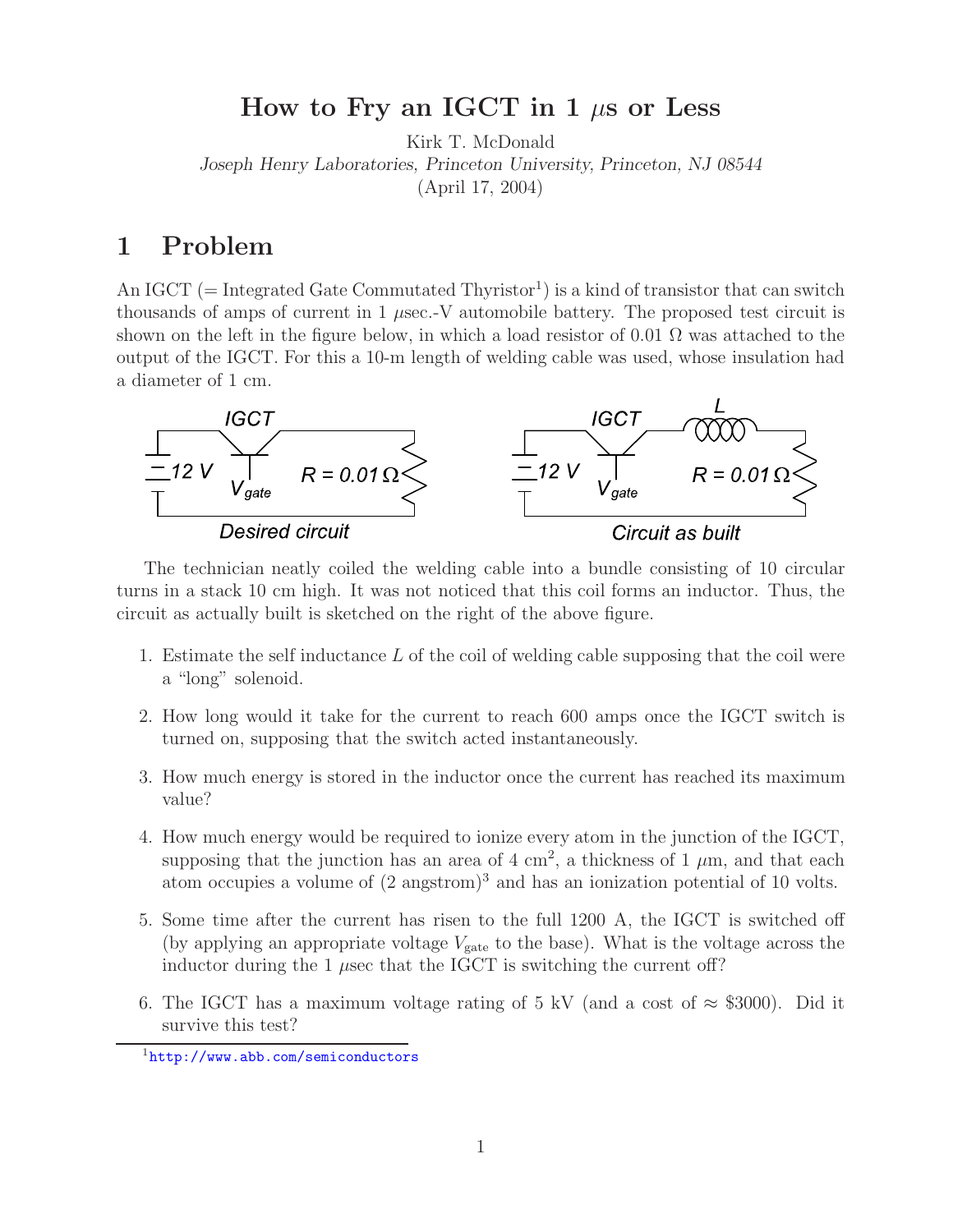# How to Fry an IGCT in 1 $\mu$s or Less

Kirk T. McDonald

*Joseph Henry Laboratories, Princeton University, Princeton, NJ 08544*

(April 17, 2004)

## 1 Problem

An IGCT (= Integrated Gate Commutated Thyristor[1]) is a kind of transistor that can switch thousands of amps of current in 1 $\mu$sec.-V automobile battery. The proposed test circuit is shown on the left in the figure below, in which a load resistor of 0.01 $\Omega$ was attached to the output of the IGCT. For this a 10-m length of welding cable was used, whose insulation had a diameter of 1 cm.

The technician neatly coiled the welding cable into a bundle consisting of 10 circular turns in a stack 10 cm high. It was not noticed that this coil forms an inductor. Thus, the circuit as actually built is sketched on the right of the above figure.

1. Estimate the self inductance $L$ of the coil of welding cable supposing that the coil were a "long" solenoid.
2. How long would it take for the current to reach 600 amps once the IGCT switch is turned on, supposing that the switch acted instantaneously.
3. How much energy is stored in the inductor once the current has reached its maximum value?
4. How much energy would be required to ionize every atom in the junction of the IGCT, supposing that the junction has an area of 4 cm$^2$, a thickness of 1 $\mu$m, and that each atom occupies a volume of (2 angstrom)$^3$ and has an ionization potential of 10 volts.
5. Some time after the current has risen to the full 1200 A, the IGCT is switched off (by applying an appropriate voltage $V_{\text{gate}}$ to the base). What is the voltage across the inductor during the 1 $\mu$sec that the IGCT is switching the current off?
6. The IGCT has a maximum voltage rating of 5 kV (and a cost of $\approx$ \$3000). Did it survive this test?

[1] http://www.abb.com/semiconductors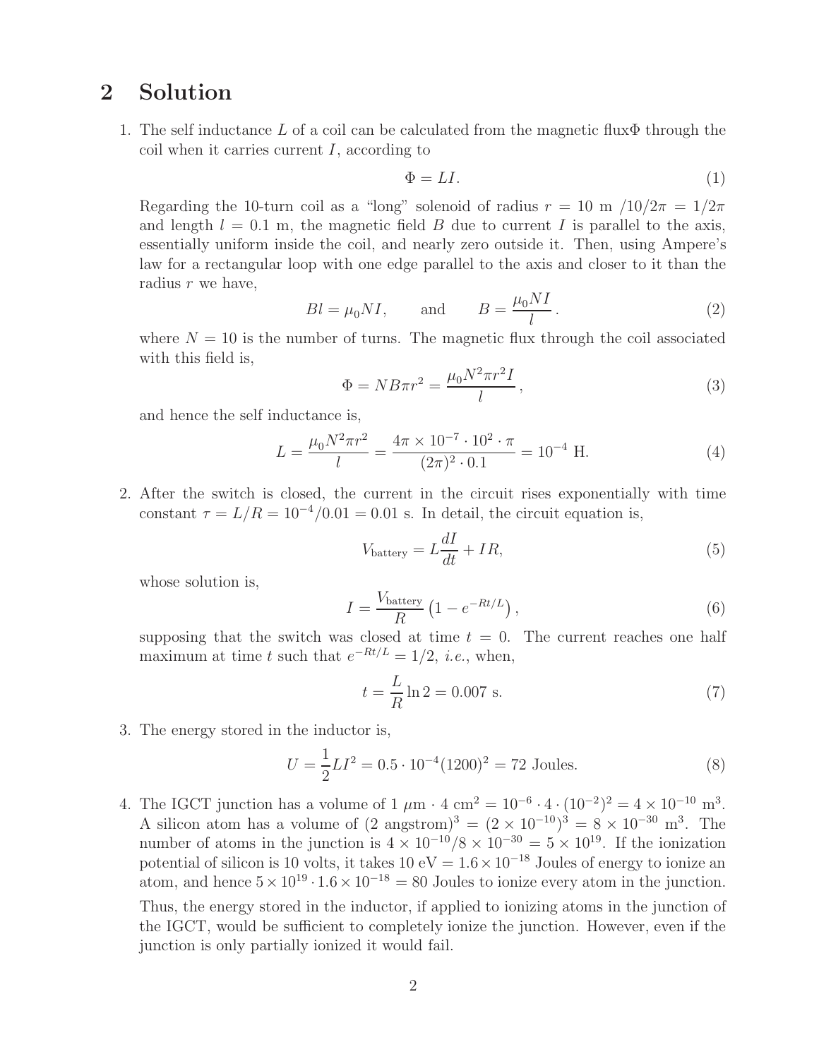## 2 Solution

1. The self inductance $L$ of a coil can be calculated from the magnetic flux$\Phi$ through the coil when it carries current $I$, according to

$$\Phi = LI. \tag{1}$$

Regarding the 10-turn coil as a "long" solenoid of radius $r = 10$ m $/10/2\pi = 1/2\pi$ and length $l = 0.1$ m, the magnetic field $B$ due to current $I$ is parallel to the axis, essentially uniform inside the coil, and nearly zero outside it. Then, using Ampere's law for a rectangular loop with one edge parallel to the axis and closer to it than the radius $r$ we have,

$$Bl = \mu_0 NI, \qquad \text{and} \qquad B = \frac{\mu_0 NI}{l}. \tag{2}$$

where $N = 10$ is the number of turns. The magnetic flux through the coil associated with this field is,

$$\Phi = NB\pi r^2 = \frac{\mu_0 N^2 \pi r^2 I}{l}, \tag{3}$$

and hence the self inductance is,

$$L = \frac{\mu_0 N^2 \pi r^2}{l} = \frac{4\pi \times 10^{-7} \cdot 10^2 \cdot \pi}{(2\pi)^2 \cdot 0.1} = 10^{-4} \text{ H}. \tag{4}$$

2. After the switch is closed, the current in the circuit rises exponentially with time constant $\tau = L/R = 10^{-4}/0.01 = 0.01$ s. In detail, the circuit equation is,

$$V_{\text{battery}} = L\frac{dI}{dt} + IR, \tag{5}$$

whose solution is,

$$I = \frac{V_{\text{battery}}}{R}\left(1 - e^{-Rt/L}\right), \tag{6}$$

supposing that the switch was closed at time $t = 0$. The current reaches one half maximum at time $t$ such that $e^{-Rt/L} = 1/2$, *i.e.*, when,

$$t = \frac{L}{R}\ln 2 = 0.007 \text{ s}. \tag{7}$$

3. The energy stored in the inductor is,

$$U = \frac{1}{2}LI^2 = 0.5 \cdot 10^{-4}(1200)^2 = 72 \text{ Joules}. \tag{8}$$

4. The IGCT junction has a volume of 1 $\mu$m $\cdot$ 4 cm$^2$ $= 10^{-6} \cdot 4 \cdot (10^{-2})^2 = 4 \times 10^{-10}$ m$^3$. A silicon atom has a volume of (2 angstrom)$^3$ $= (2 \times 10^{-10})^3 = 8 \times 10^{-30}$ m$^3$. The number of atoms in the junction is $4 \times 10^{-10}/8 \times 10^{-30} = 5 \times 10^{19}$. If the ionization potential of silicon is 10 volts, it takes 10 eV $= 1.6 \times 10^{-18}$ Joules of energy to ionize an atom, and hence $5 \times 10^{19} \cdot 1.6 \times 10^{-18} = 80$ Joules to ionize every atom in the junction.

Thus, the energy stored in the inductor, if applied to ionizing atoms in the junction of the IGCT, would be sufficient to completely ionize the junction. However, even if the junction is only partially ionized it would fail.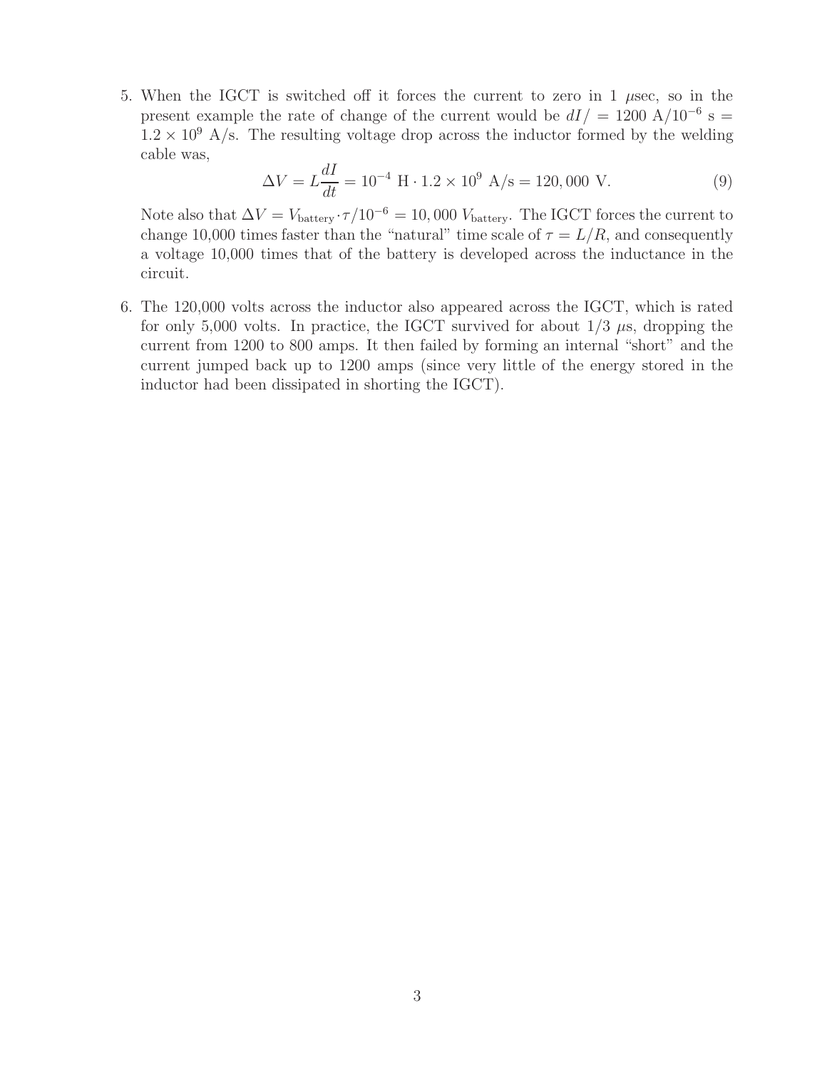5. When the IGCT is switched off it forces the current to zero in 1 $\mu$sec, so in the present example the rate of change of the current would be $dI/ = 1200$ A$/10^{-6}$ s $=$ $1.2 \times 10^9$ A/s. The resulting voltage drop across the inductor formed by the welding cable was,

$$\Delta V = L\frac{dI}{dt} = 10^{-4} \text{ H} \cdot 1.2 \times 10^9 \text{ A/s} = 120,000 \text{ V}. \tag{9}$$

   Note also that $\Delta V = V_{\text{battery}} \cdot \tau / 10^{-6} = 10,000\ V_{\text{battery}}$. The IGCT forces the current to change 10,000 times faster than the "natural" time scale of $\tau = L/R$, and consequently a voltage 10,000 times that of the battery is developed across the inductance in the circuit.

6. The 120,000 volts across the inductor also appeared across the IGCT, which is rated for only 5,000 volts. In practice, the IGCT survived for about 1/3 $\mu$s, dropping the current from 1200 to 800 amps. It then failed by forming an internal "short" and the current jumped back up to 1200 amps (since very little of the energy stored in the inductor had been dissipated in shorting the IGCT).